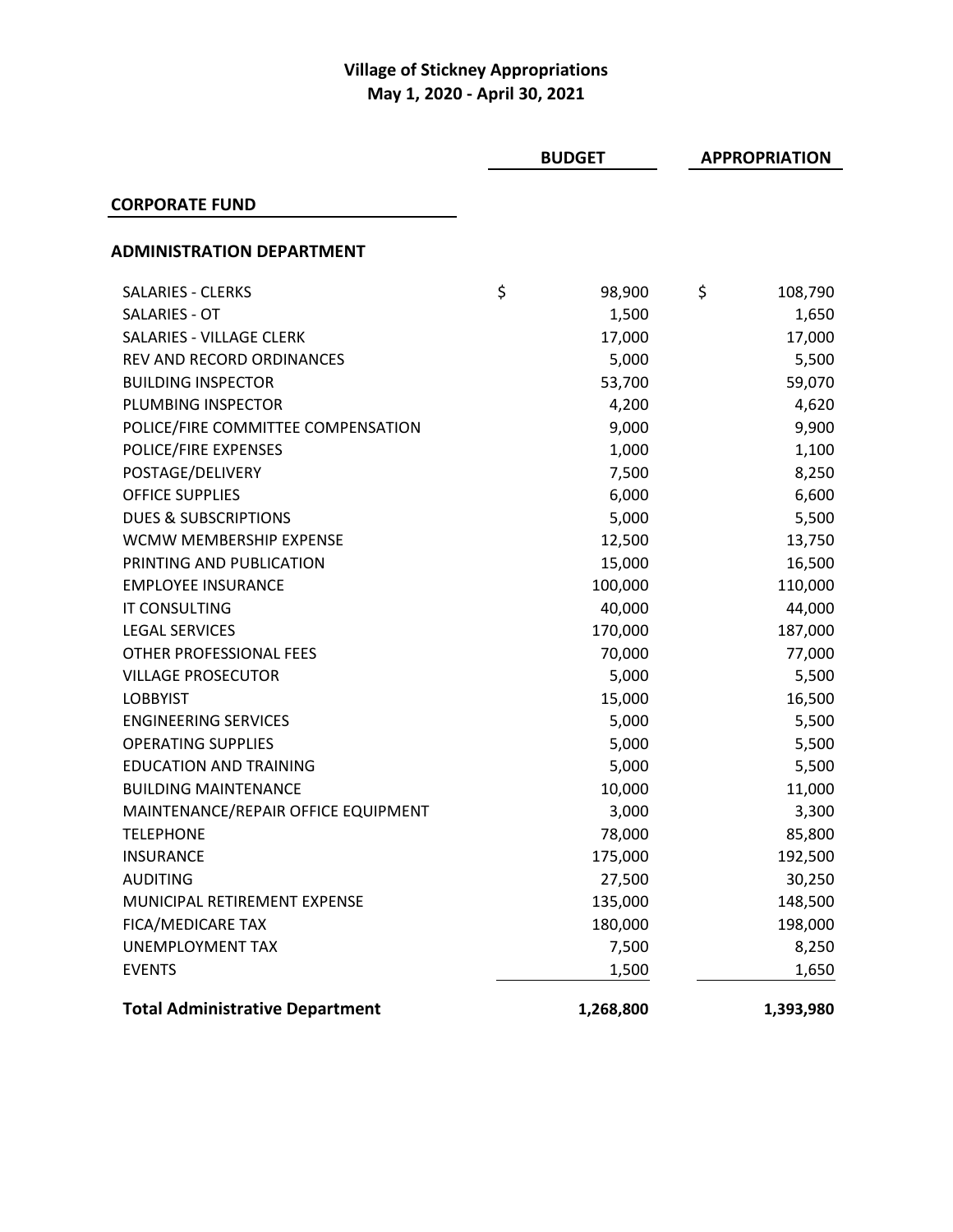# Village of Stickney Appropriations
## May 1, 2020 - April 30, 2021

| | BUDGET | APPROPRIATION |
|---|---|---|
| **CORPORATE FUND** | | |
| **ADMINISTRATION DEPARTMENT** | | |
| SALARIES - CLERKS | $ 98,900 | $ 108,790 |
| SALARIES - OT | 1,500 | 1,650 |
| SALARIES - VILLAGE CLERK | 17,000 | 17,000 |
| REV AND RECORD ORDINANCES | 5,000 | 5,500 |
| BUILDING INSPECTOR | 53,700 | 59,070 |
| PLUMBING INSPECTOR | 4,200 | 4,620 |
| POLICE/FIRE COMMITTEE COMPENSATION | 9,000 | 9,900 |
| POLICE/FIRE EXPENSES | 1,000 | 1,100 |
| POSTAGE/DELIVERY | 7,500 | 8,250 |
| OFFICE SUPPLIES | 6,000 | 6,600 |
| DUES & SUBSCRIPTIONS | 5,000 | 5,500 |
| WCMW MEMBERSHIP EXPENSE | 12,500 | 13,750 |
| PRINTING AND PUBLICATION | 15,000 | 16,500 |
| EMPLOYEE INSURANCE | 100,000 | 110,000 |
| IT CONSULTING | 40,000 | 44,000 |
| LEGAL SERVICES | 170,000 | 187,000 |
| OTHER PROFESSIONAL FEES | 70,000 | 77,000 |
| VILLAGE PROSECUTOR | 5,000 | 5,500 |
| LOBBYIST | 15,000 | 16,500 |
| ENGINEERING SERVICES | 5,000 | 5,500 |
| OPERATING SUPPLIES | 5,000 | 5,500 |
| EDUCATION AND TRAINING | 5,000 | 5,500 |
| BUILDING MAINTENANCE | 10,000 | 11,000 |
| MAINTENANCE/REPAIR OFFICE EQUIPMENT | 3,000 | 3,300 |
| TELEPHONE | 78,000 | 85,800 |
| INSURANCE | 175,000 | 192,500 |
| AUDITING | 27,500 | 30,250 |
| MUNICIPAL RETIREMENT EXPENSE | 135,000 | 148,500 |
| FICA/MEDICARE TAX | 180,000 | 198,000 |
| UNEMPLOYMENT TAX | 7,500 | 8,250 |
| EVENTS | 1,500 | 1,650 |
| **Total Administrative Department** | **1,268,800** | **1,393,980** |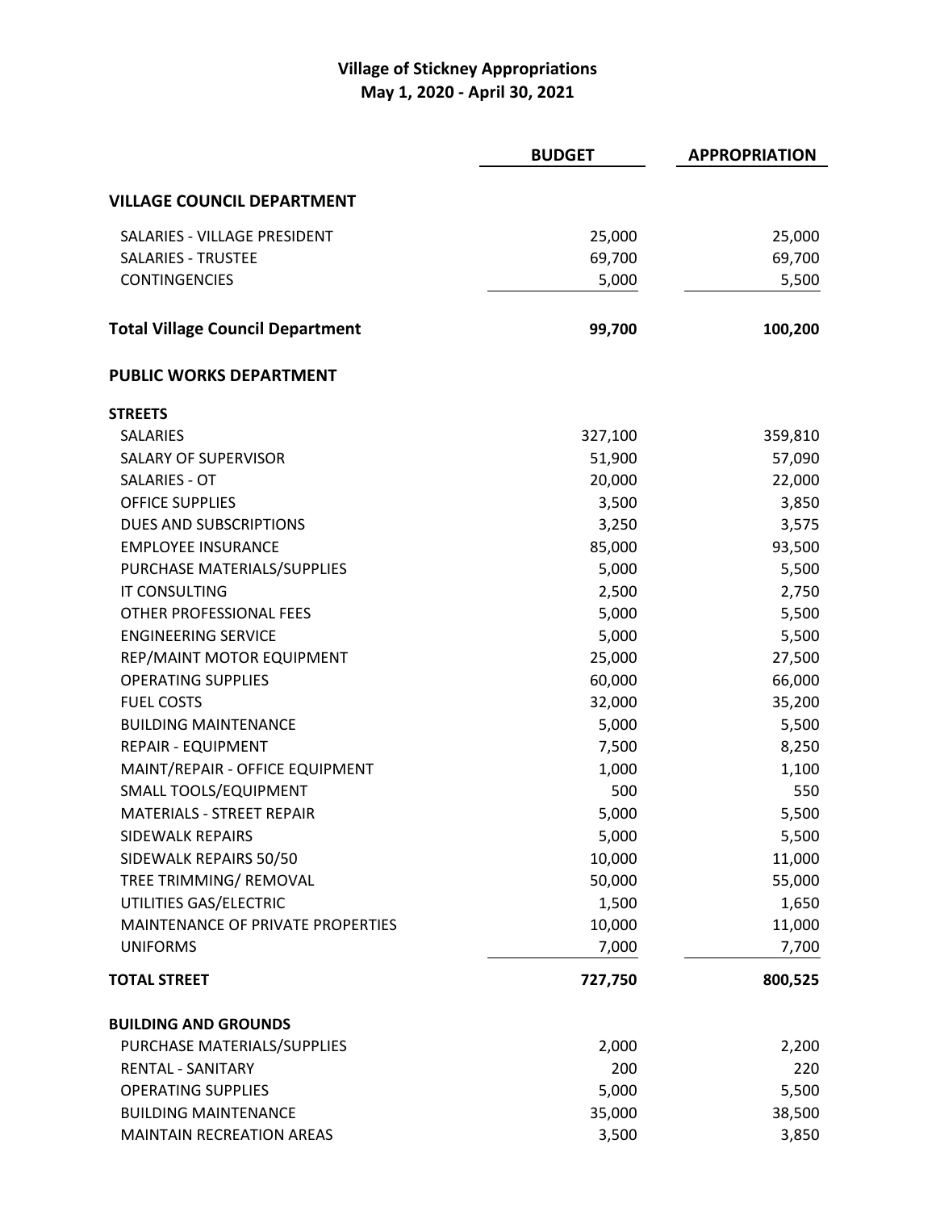# Village of Stickney Appropriations
## May 1, 2020 - April 30, 2021

| | BUDGET | APPROPRIATION |
|---|---|---|
| **VILLAGE COUNCIL DEPARTMENT** | | |
| SALARIES - VILLAGE PRESIDENT | 25,000 | 25,000 |
| SALARIES - TRUSTEE | 69,700 | 69,700 |
| CONTINGENCIES | 5,000 | 5,500 |
| **Total Village Council Department** | **99,700** | **100,200** |
| **PUBLIC WORKS DEPARTMENT** | | |
| **STREETS** | | |
| SALARIES | 327,100 | 359,810 |
| SALARY OF SUPERVISOR | 51,900 | 57,090 |
| SALARIES - OT | 20,000 | 22,000 |
| OFFICE SUPPLIES | 3,500 | 3,850 |
| DUES AND SUBSCRIPTIONS | 3,250 | 3,575 |
| EMPLOYEE INSURANCE | 85,000 | 93,500 |
| PURCHASE MATERIALS/SUPPLIES | 5,000 | 5,500 |
| IT CONSULTING | 2,500 | 2,750 |
| OTHER PROFESSIONAL FEES | 5,000 | 5,500 |
| ENGINEERING SERVICE | 5,000 | 5,500 |
| REP/MAINT MOTOR EQUIPMENT | 25,000 | 27,500 |
| OPERATING SUPPLIES | 60,000 | 66,000 |
| FUEL COSTS | 32,000 | 35,200 |
| BUILDING MAINTENANCE | 5,000 | 5,500 |
| REPAIR - EQUIPMENT | 7,500 | 8,250 |
| MAINT/REPAIR - OFFICE EQUIPMENT | 1,000 | 1,100 |
| SMALL TOOLS/EQUIPMENT | 500 | 550 |
| MATERIALS - STREET REPAIR | 5,000 | 5,500 |
| SIDEWALK REPAIRS | 5,000 | 5,500 |
| SIDEWALK REPAIRS 50/50 | 10,000 | 11,000 |
| TREE TRIMMING/ REMOVAL | 50,000 | 55,000 |
| UTILITIES GAS/ELECTRIC | 1,500 | 1,650 |
| MAINTENANCE OF PRIVATE PROPERTIES | 10,000 | 11,000 |
| UNIFORMS | 7,000 | 7,700 |
| **TOTAL STREET** | **727,750** | **800,525** |
| **BUILDING AND GROUNDS** | | |
| PURCHASE MATERIALS/SUPPLIES | 2,000 | 2,200 |
| RENTAL - SANITARY | 200 | 220 |
| OPERATING SUPPLIES | 5,000 | 5,500 |
| BUILDING MAINTENANCE | 35,000 | 38,500 |
| MAINTAIN RECREATION AREAS | 3,500 | 3,850 |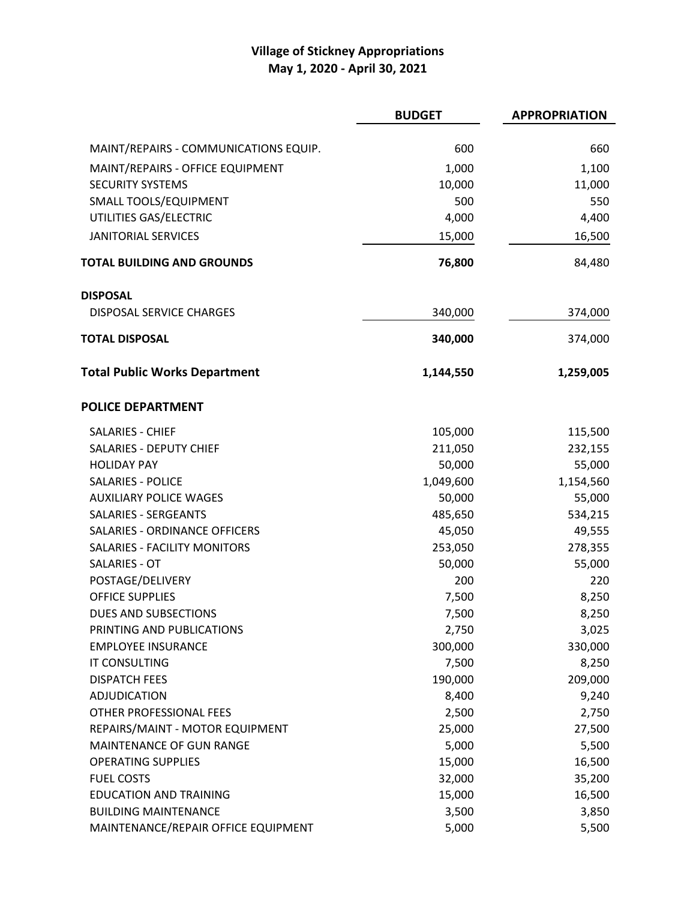# Village of Stickney Appropriations
## May 1, 2020 - April 30, 2021

| | BUDGET | APPROPRIATION |
|---|---|---|
| MAINT/REPAIRS - COMMUNICATIONS EQUIP. | 600 | 660 |
| MAINT/REPAIRS - OFFICE EQUIPMENT | 1,000 | 1,100 |
| SECURITY SYSTEMS | 10,000 | 11,000 |
| SMALL TOOLS/EQUIPMENT | 500 | 550 |
| UTILITIES GAS/ELECTRIC | 4,000 | 4,400 |
| JANITORIAL SERVICES | 15,000 | 16,500 |
| **TOTAL BUILDING AND GROUNDS** | **76,800** | 84,480 |
| **DISPOSAL** | | |
| DISPOSAL SERVICE CHARGES | 340,000 | 374,000 |
| **TOTAL DISPOSAL** | **340,000** | 374,000 |
| **Total Public Works Department** | **1,144,550** | **1,259,005** |
| **POLICE DEPARTMENT** | | |
| SALARIES - CHIEF | 105,000 | 115,500 |
| SALARIES - DEPUTY CHIEF | 211,050 | 232,155 |
| HOLIDAY PAY | 50,000 | 55,000 |
| SALARIES - POLICE | 1,049,600 | 1,154,560 |
| AUXILIARY POLICE WAGES | 50,000 | 55,000 |
| SALARIES - SERGEANTS | 485,650 | 534,215 |
| SALARIES - ORDINANCE OFFICERS | 45,050 | 49,555 |
| SALARIES - FACILITY MONITORS | 253,050 | 278,355 |
| SALARIES - OT | 50,000 | 55,000 |
| POSTAGE/DELIVERY | 200 | 220 |
| OFFICE SUPPLIES | 7,500 | 8,250 |
| DUES AND SUBSECTIONS | 7,500 | 8,250 |
| PRINTING AND PUBLICATIONS | 2,750 | 3,025 |
| EMPLOYEE INSURANCE | 300,000 | 330,000 |
| IT CONSULTING | 7,500 | 8,250 |
| DISPATCH FEES | 190,000 | 209,000 |
| ADJUDICATION | 8,400 | 9,240 |
| OTHER PROFESSIONAL FEES | 2,500 | 2,750 |
| REPAIRS/MAINT - MOTOR EQUIPMENT | 25,000 | 27,500 |
| MAINTENANCE OF GUN RANGE | 5,000 | 5,500 |
| OPERATING SUPPLIES | 15,000 | 16,500 |
| FUEL COSTS | 32,000 | 35,200 |
| EDUCATION AND TRAINING | 15,000 | 16,500 |
| BUILDING MAINTENANCE | 3,500 | 3,850 |
| MAINTENANCE/REPAIR OFFICE EQUIPMENT | 5,000 | 5,500 |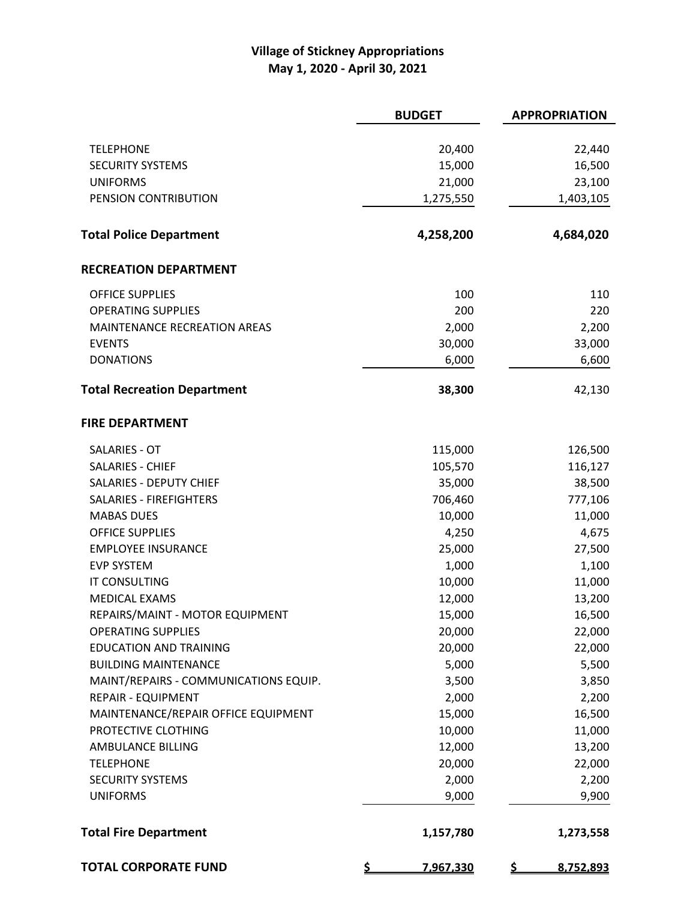# Village of Stickney Appropriations
## May 1, 2020 - April 30, 2021

| | BUDGET | APPROPRIATION |
|---|---|---|
| TELEPHONE | 20,400 | 22,440 |
| SECURITY SYSTEMS | 15,000 | 16,500 |
| UNIFORMS | 21,000 | 23,100 |
| PENSION CONTRIBUTION | 1,275,550 | 1,403,105 |
| **Total Police Department** | **4,258,200** | **4,684,020** |
| **RECREATION DEPARTMENT** | | |
| OFFICE SUPPLIES | 100 | 110 |
| OPERATING SUPPLIES | 200 | 220 |
| MAINTENANCE RECREATION AREAS | 2,000 | 2,200 |
| EVENTS | 30,000 | 33,000 |
| DONATIONS | 6,000 | 6,600 |
| **Total Recreation Department** | **38,300** | 42,130 |
| **FIRE DEPARTMENT** | | |
| SALARIES - OT | 115,000 | 126,500 |
| SALARIES - CHIEF | 105,570 | 116,127 |
| SALARIES - DEPUTY CHIEF | 35,000 | 38,500 |
| SALARIES - FIREFIGHTERS | 706,460 | 777,106 |
| MABAS DUES | 10,000 | 11,000 |
| OFFICE SUPPLIES | 4,250 | 4,675 |
| EMPLOYEE INSURANCE | 25,000 | 27,500 |
| EVP SYSTEM | 1,000 | 1,100 |
| IT CONSULTING | 10,000 | 11,000 |
| MEDICAL EXAMS | 12,000 | 13,200 |
| REPAIRS/MAINT - MOTOR EQUIPMENT | 15,000 | 16,500 |
| OPERATING SUPPLIES | 20,000 | 22,000 |
| EDUCATION AND TRAINING | 20,000 | 22,000 |
| BUILDING MAINTENANCE | 5,000 | 5,500 |
| MAINT/REPAIRS - COMMUNICATIONS EQUIP. | 3,500 | 3,850 |
| REPAIR - EQUIPMENT | 2,000 | 2,200 |
| MAINTENANCE/REPAIR OFFICE EQUIPMENT | 15,000 | 16,500 |
| PROTECTIVE CLOTHING | 10,000 | 11,000 |
| AMBULANCE BILLING | 12,000 | 13,200 |
| TELEPHONE | 20,000 | 22,000 |
| SECURITY SYSTEMS | 2,000 | 2,200 |
| UNIFORMS | 9,000 | 9,900 |
| **Total Fire Department** | **1,157,780** | **1,273,558** |
| **TOTAL CORPORATE FUND** | **$ 7,967,330** | **$ 8,752,893** |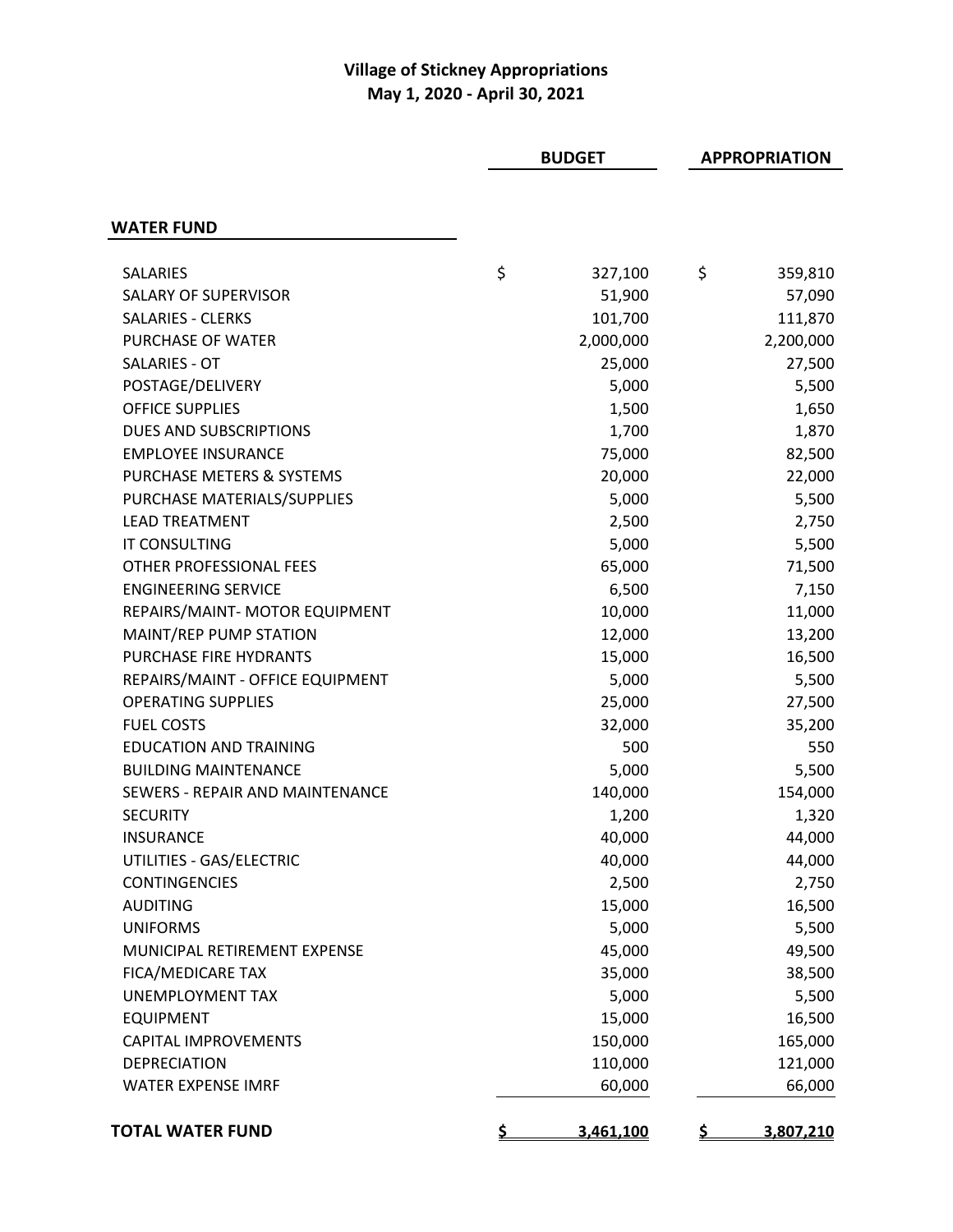## Village of Stickney Appropriations
### May 1, 2020 - April 30, 2021

| | BUDGET | APPROPRIATION |
|---|---|---|
| **WATER FUND** | | |
| SALARIES | $ 327,100 | $ 359,810 |
| SALARY OF SUPERVISOR | 51,900 | 57,090 |
| SALARIES - CLERKS | 101,700 | 111,870 |
| PURCHASE OF WATER | 2,000,000 | 2,200,000 |
| SALARIES - OT | 25,000 | 27,500 |
| POSTAGE/DELIVERY | 5,000 | 5,500 |
| OFFICE SUPPLIES | 1,500 | 1,650 |
| DUES AND SUBSCRIPTIONS | 1,700 | 1,870 |
| EMPLOYEE INSURANCE | 75,000 | 82,500 |
| PURCHASE METERS & SYSTEMS | 20,000 | 22,000 |
| PURCHASE MATERIALS/SUPPLIES | 5,000 | 5,500 |
| LEAD TREATMENT | 2,500 | 2,750 |
| IT CONSULTING | 5,000 | 5,500 |
| OTHER PROFESSIONAL FEES | 65,000 | 71,500 |
| ENGINEERING SERVICE | 6,500 | 7,150 |
| REPAIRS/MAINT- MOTOR EQUIPMENT | 10,000 | 11,000 |
| MAINT/REP PUMP STATION | 12,000 | 13,200 |
| PURCHASE FIRE HYDRANTS | 15,000 | 16,500 |
| REPAIRS/MAINT - OFFICE EQUIPMENT | 5,000 | 5,500 |
| OPERATING SUPPLIES | 25,000 | 27,500 |
| FUEL COSTS | 32,000 | 35,200 |
| EDUCATION AND TRAINING | 500 | 550 |
| BUILDING MAINTENANCE | 5,000 | 5,500 |
| SEWERS - REPAIR AND MAINTENANCE | 140,000 | 154,000 |
| SECURITY | 1,200 | 1,320 |
| INSURANCE | 40,000 | 44,000 |
| UTILITIES - GAS/ELECTRIC | 40,000 | 44,000 |
| CONTINGENCIES | 2,500 | 2,750 |
| AUDITING | 15,000 | 16,500 |
| UNIFORMS | 5,000 | 5,500 |
| MUNICIPAL RETIREMENT EXPENSE | 45,000 | 49,500 |
| FICA/MEDICARE TAX | 35,000 | 38,500 |
| UNEMPLOYMENT TAX | 5,000 | 5,500 |
| EQUIPMENT | 15,000 | 16,500 |
| CAPITAL IMPROVEMENTS | 150,000 | 165,000 |
| DEPRECIATION | 110,000 | 121,000 |
| WATER EXPENSE IMRF | 60,000 | 66,000 |
| **TOTAL WATER FUND** | **$ 3,461,100** | **$ 3,807,210** |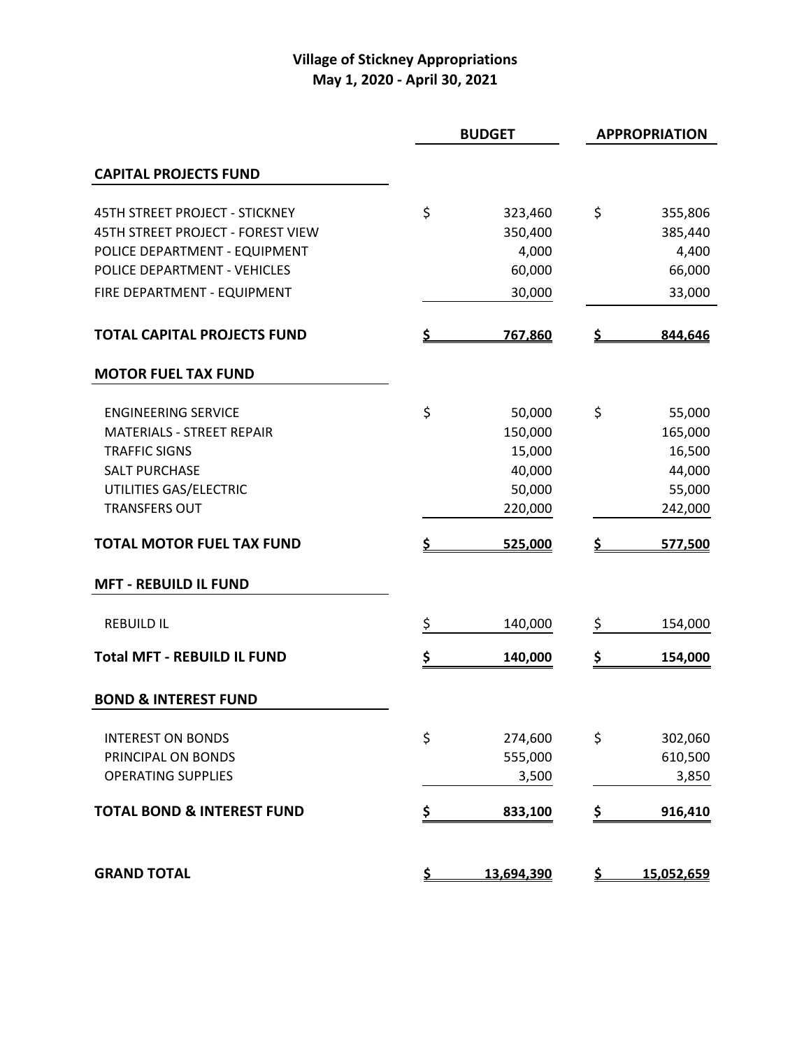# Village of Stickney Appropriations
## May 1, 2020 - April 30, 2021

| | BUDGET | APPROPRIATION |
|---|---|---|
| **CAPITAL PROJECTS FUND** | | |
| 45TH STREET PROJECT - STICKNEY | $ 323,460 | $ 355,806 |
| 45TH STREET PROJECT - FOREST VIEW | 350,400 | 385,440 |
| POLICE DEPARTMENT - EQUIPMENT | 4,000 | 4,400 |
| POLICE DEPARTMENT - VEHICLES | 60,000 | 66,000 |
| FIRE DEPARTMENT - EQUIPMENT | 30,000 | 33,000 |
| **TOTAL CAPITAL PROJECTS FUND** | **$ 767,860** | **$ 844,646** |
| **MOTOR FUEL TAX FUND** | | |
| ENGINEERING SERVICE | $ 50,000 | $ 55,000 |
| MATERIALS - STREET REPAIR | 150,000 | 165,000 |
| TRAFFIC SIGNS | 15,000 | 16,500 |
| SALT PURCHASE | 40,000 | 44,000 |
| UTILITIES GAS/ELECTRIC | 50,000 | 55,000 |
| TRANSFERS OUT | 220,000 | 242,000 |
| **TOTAL MOTOR FUEL TAX FUND** | **$ 525,000** | **$ 577,500** |
| **MFT - REBUILD IL FUND** | | |
| REBUILD IL | $ 140,000 | $ 154,000 |
| **Total MFT - REBUILD IL FUND** | **$ 140,000** | **$ 154,000** |
| **BOND & INTEREST FUND** | | |
| INTEREST ON BONDS | $ 274,600 | $ 302,060 |
| PRINCIPAL ON BONDS | 555,000 | 610,500 |
| OPERATING SUPPLIES | 3,500 | 3,850 |
| **TOTAL BOND & INTEREST FUND** | **$ 833,100** | **$ 916,410** |
| **GRAND TOTAL** | **$ 13,694,390** | **$ 15,052,659** |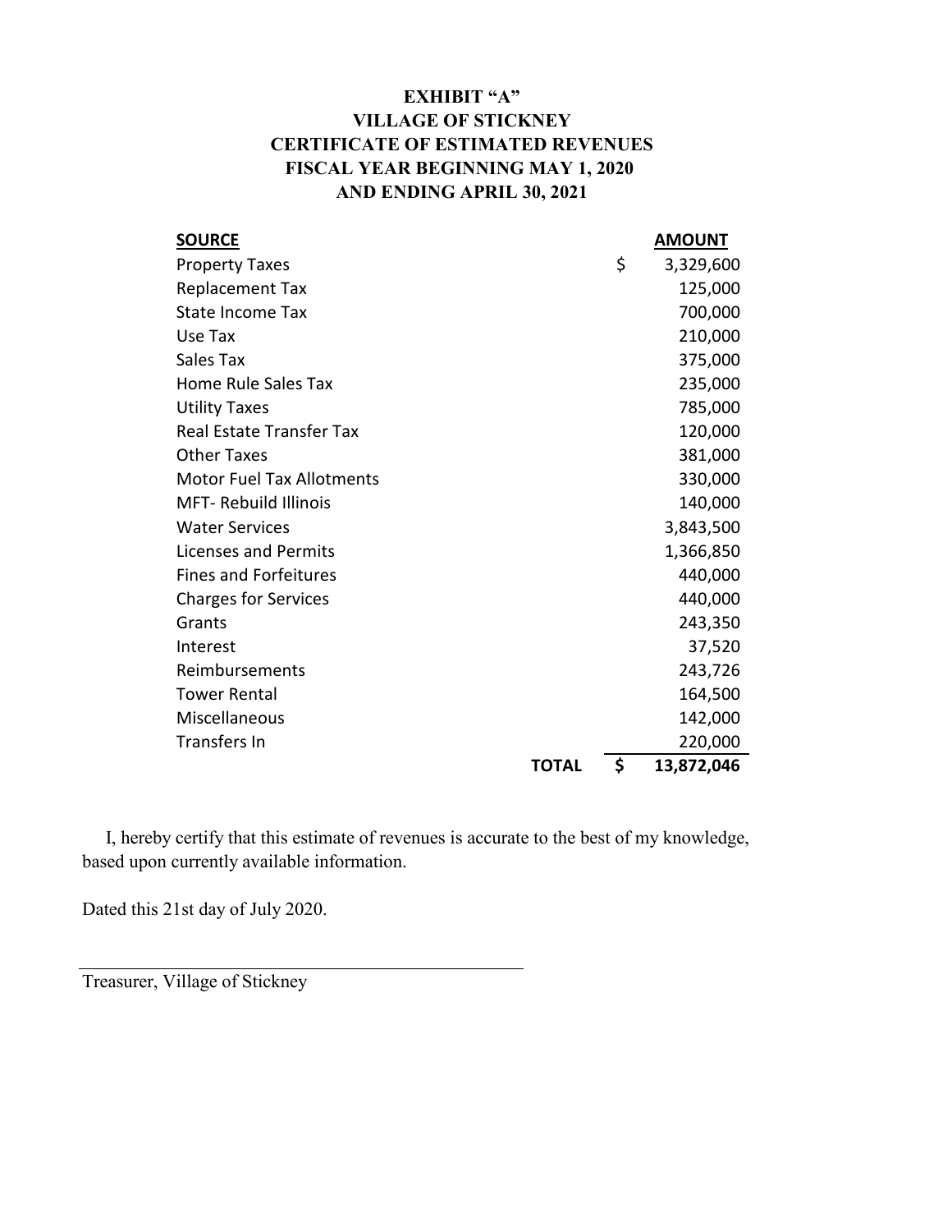# EXHIBIT "A"
# VILLAGE OF STICKNEY
# CERTIFICATE OF ESTIMATED REVENUES
# FISCAL YEAR BEGINNING MAY 1, 2020
# AND ENDING APRIL 30, 2021

| SOURCE | | | AMOUNT |
|---|---|---|---|
| Property Taxes | | $ | 3,329,600 |
| Replacement Tax | | | 125,000 |
| State Income Tax | | | 700,000 |
| Use Tax | | | 210,000 |
| Sales Tax | | | 375,000 |
| Home Rule Sales Tax | | | 235,000 |
| Utility Taxes | | | 785,000 |
| Real Estate Transfer Tax | | | 120,000 |
| Other Taxes | | | 381,000 |
| Motor Fuel Tax Allotments | | | 330,000 |
| MFT- Rebuild Illinois | | | 140,000 |
| Water Services | | | 3,843,500 |
| Licenses and Permits | | | 1,366,850 |
| Fines and Forfeitures | | | 440,000 |
| Charges for Services | | | 440,000 |
| Grants | | | 243,350 |
| Interest | | | 37,520 |
| Reimbursements | | | 243,726 |
| Tower Rental | | | 164,500 |
| Miscellaneous | | | 142,000 |
| Transfers In | | | 220,000 |
| | **TOTAL** | **$** | **13,872,046** |

I, hereby certify that this estimate of revenues is accurate to the best of my knowledge, based upon currently available information.

Dated this 21st day of July 2020.

Treasurer, Village of Stickney